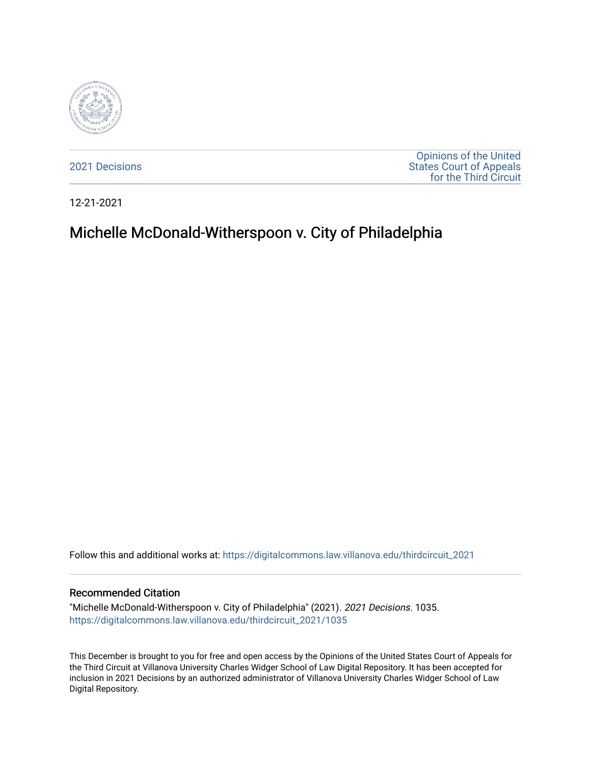2021 Decisions

Opinions of the United States Court of Appeals for the Third Circuit

12-21-2021

# Michelle McDonald-Witherspoon v. City of Philadelphia

Follow this and additional works at: https://digitalcommons.law.villanova.edu/thirdcircuit_2021

## Recommended Citation

"Michelle McDonald-Witherspoon v. City of Philadelphia" (2021). *2021 Decisions*. 1035.
https://digitalcommons.law.villanova.edu/thirdcircuit_2021/1035

This December is brought to you for free and open access by the Opinions of the United States Court of Appeals for the Third Circuit at Villanova University Charles Widger School of Law Digital Repository. It has been accepted for inclusion in 2021 Decisions by an authorized administrator of Villanova University Charles Widger School of Law Digital Repository.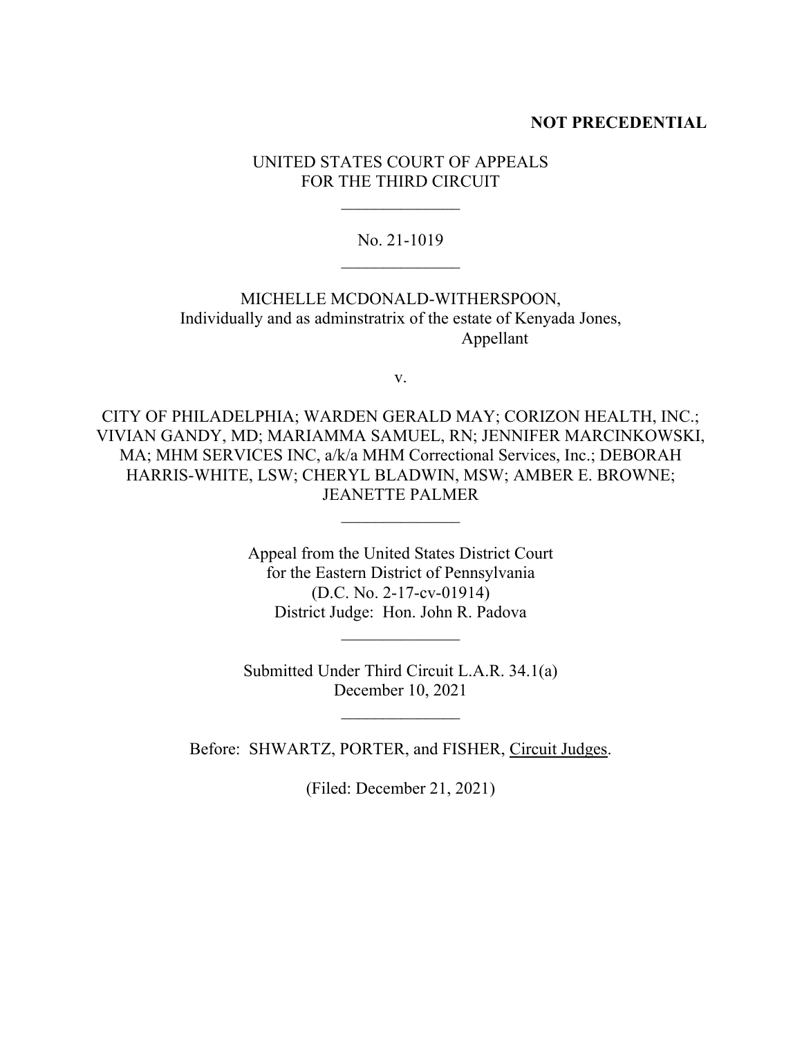**NOT PRECEDENTIAL**

UNITED STATES COURT OF APPEALS
FOR THE THIRD CIRCUIT

______________

No. 21-1019

______________

MICHELLE MCDONALD-WITHERSPOON,
Individually and as adminstratrix of the estate of Kenyada Jones,
Appellant

v.

CITY OF PHILADELPHIA; WARDEN GERALD MAY; CORIZON HEALTH, INC.; VIVIAN GANDY, MD; MARIAMMA SAMUEL, RN; JENNIFER MARCINKOWSKI, MA; MHM SERVICES INC, a/k/a MHM Correctional Services, Inc.; DEBORAH HARRIS-WHITE, LSW; CHERYL BLADWIN, MSW; AMBER E. BROWNE; JEANETTE PALMER

______________

Appeal from the United States District Court
for the Eastern District of Pennsylvania
(D.C. No. 2-17-cv-01914)
District Judge: Hon. John R. Padova

______________

Submitted Under Third Circuit L.A.R. 34.1(a)
December 10, 2021

______________

Before: SHWARTZ, PORTER, and FISHER, Circuit Judges.

(Filed: December 21, 2021)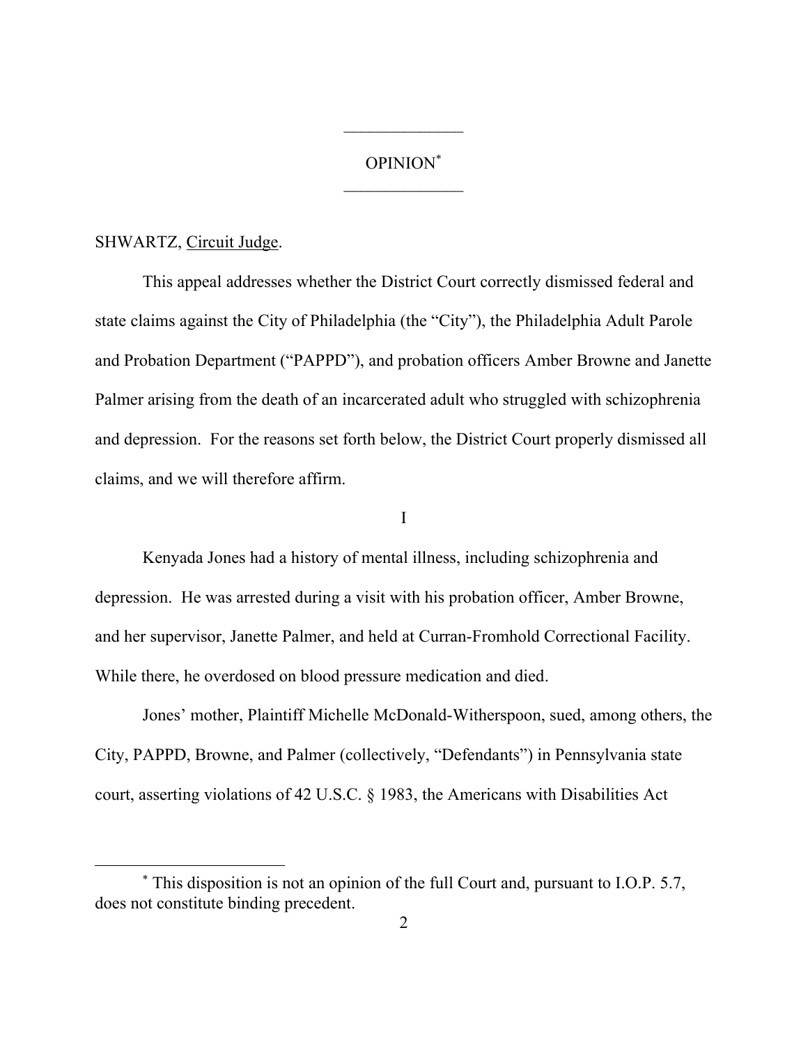______________

OPINION*

______________

SHWARTZ, Circuit Judge.

This appeal addresses whether the District Court correctly dismissed federal and state claims against the City of Philadelphia (the "City"), the Philadelphia Adult Parole and Probation Department ("PAPPD"), and probation officers Amber Browne and Janette Palmer arising from the death of an incarcerated adult who struggled with schizophrenia and depression. For the reasons set forth below, the District Court properly dismissed all claims, and we will therefore affirm.

I

Kenyada Jones had a history of mental illness, including schizophrenia and depression. He was arrested during a visit with his probation officer, Amber Browne, and her supervisor, Janette Palmer, and held at Curran-Fromhold Correctional Facility. While there, he overdosed on blood pressure medication and died.

Jones' mother, Plaintiff Michelle McDonald-Witherspoon, sued, among others, the City, PAPPD, Browne, and Palmer (collectively, "Defendants") in Pennsylvania state court, asserting violations of 42 U.S.C. § 1983, the Americans with Disabilities Act

---

* This disposition is not an opinion of the full Court and, pursuant to I.O.P. 5.7, does not constitute binding precedent.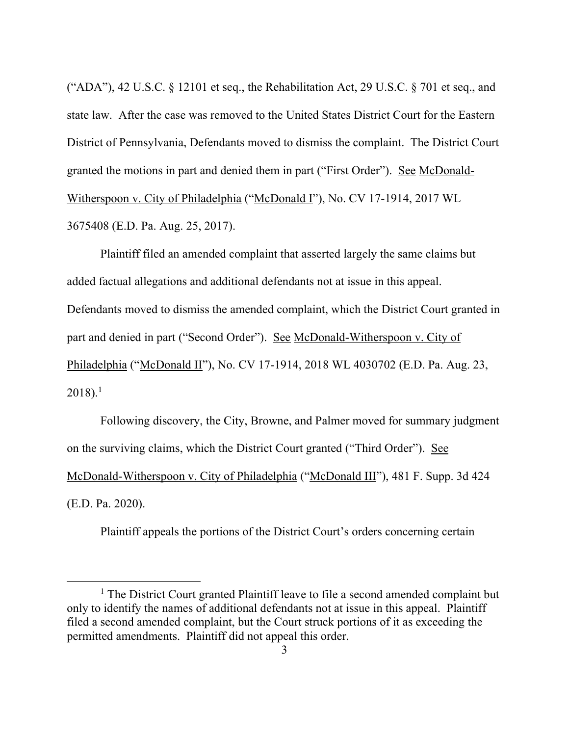("ADA"), 42 U.S.C. § 12101 et seq., the Rehabilitation Act, 29 U.S.C. § 701 et seq., and state law. After the case was removed to the United States District Court for the Eastern District of Pennsylvania, Defendants moved to dismiss the complaint. The District Court granted the motions in part and denied them in part ("First Order"). See McDonald-Witherspoon v. City of Philadelphia ("McDonald I"), No. CV 17-1914, 2017 WL 3675408 (E.D. Pa. Aug. 25, 2017).

Plaintiff filed an amended complaint that asserted largely the same claims but added factual allegations and additional defendants not at issue in this appeal. Defendants moved to dismiss the amended complaint, which the District Court granted in part and denied in part ("Second Order"). See McDonald-Witherspoon v. City of Philadelphia ("McDonald II"), No. CV 17-1914, 2018 WL 4030702 (E.D. Pa. Aug. 23, 2018).[1]

Following discovery, the City, Browne, and Palmer moved for summary judgment on the surviving claims, which the District Court granted ("Third Order"). See McDonald-Witherspoon v. City of Philadelphia ("McDonald III"), 481 F. Supp. 3d 424 (E.D. Pa. 2020).

Plaintiff appeals the portions of the District Court's orders concerning certain

[1] The District Court granted Plaintiff leave to file a second amended complaint but only to identify the names of additional defendants not at issue in this appeal. Plaintiff filed a second amended complaint, but the Court struck portions of it as exceeding the permitted amendments. Plaintiff did not appeal this order.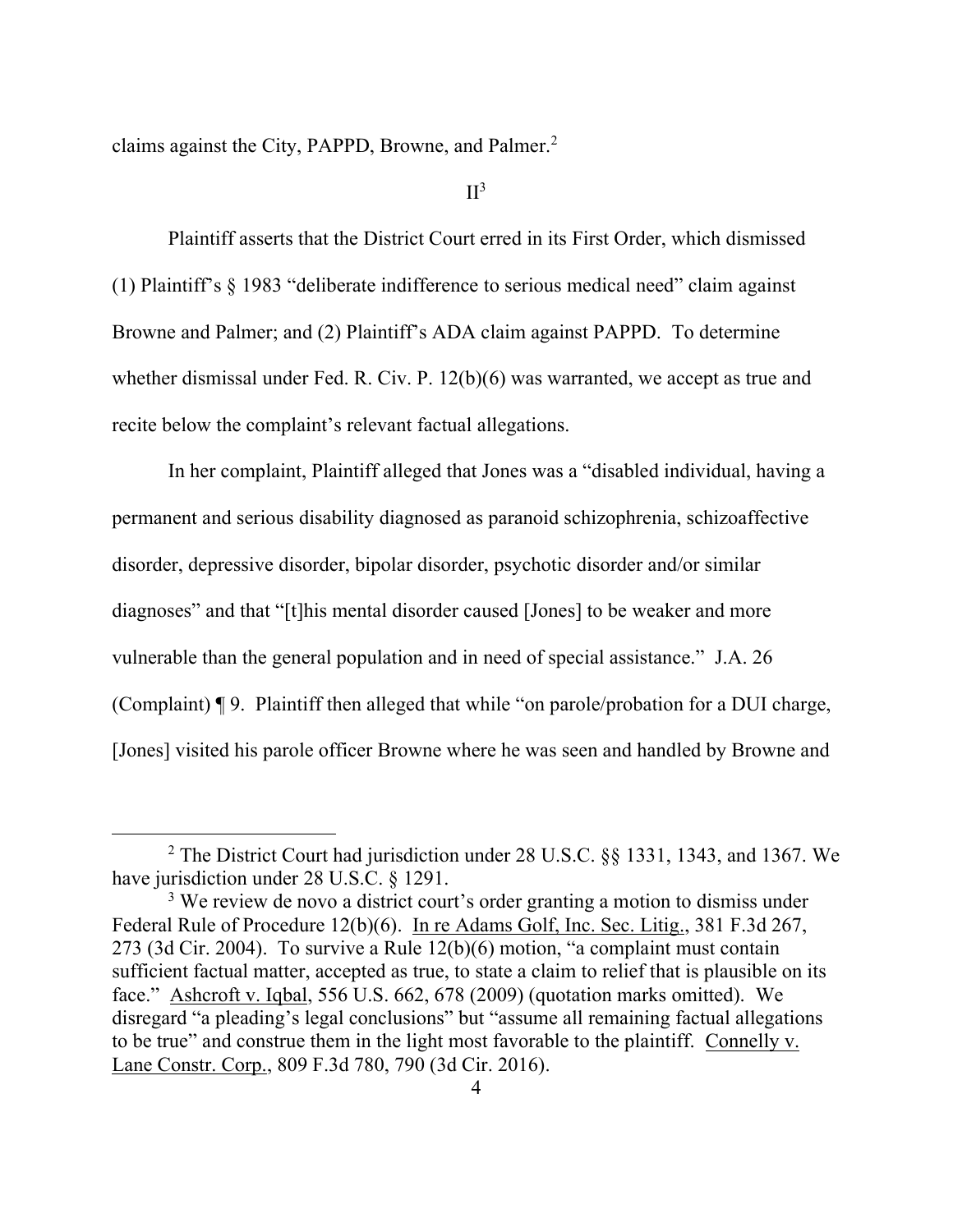claims against the City, PAPPD, Browne, and Palmer.[2]

II[3]

Plaintiff asserts that the District Court erred in its First Order, which dismissed (1) Plaintiff's § 1983 "deliberate indifference to serious medical need" claim against Browne and Palmer; and (2) Plaintiff's ADA claim against PAPPD. To determine whether dismissal under Fed. R. Civ. P. 12(b)(6) was warranted, we accept as true and recite below the complaint's relevant factual allegations.

In her complaint, Plaintiff alleged that Jones was a "disabled individual, having a permanent and serious disability diagnosed as paranoid schizophrenia, schizoaffective disorder, depressive disorder, bipolar disorder, psychotic disorder and/or similar diagnoses" and that "[t]his mental disorder caused [Jones] to be weaker and more vulnerable than the general population and in need of special assistance." J.A. 26 (Complaint) ¶ 9. Plaintiff then alleged that while "on parole/probation for a DUI charge, [Jones] visited his parole officer Browne where he was seen and handled by Browne and

---

[2] The District Court had jurisdiction under 28 U.S.C. §§ 1331, 1343, and 1367. We have jurisdiction under 28 U.S.C. § 1291.

[3] We review de novo a district court's order granting a motion to dismiss under Federal Rule of Procedure 12(b)(6). In re Adams Golf, Inc. Sec. Litig., 381 F.3d 267, 273 (3d Cir. 2004). To survive a Rule 12(b)(6) motion, "a complaint must contain sufficient factual matter, accepted as true, to state a claim to relief that is plausible on its face." Ashcroft v. Iqbal, 556 U.S. 662, 678 (2009) (quotation marks omitted). We disregard "a pleading's legal conclusions" but "assume all remaining factual allegations to be true" and construe them in the light most favorable to the plaintiff. Connelly v. Lane Constr. Corp., 809 F.3d 780, 790 (3d Cir. 2016).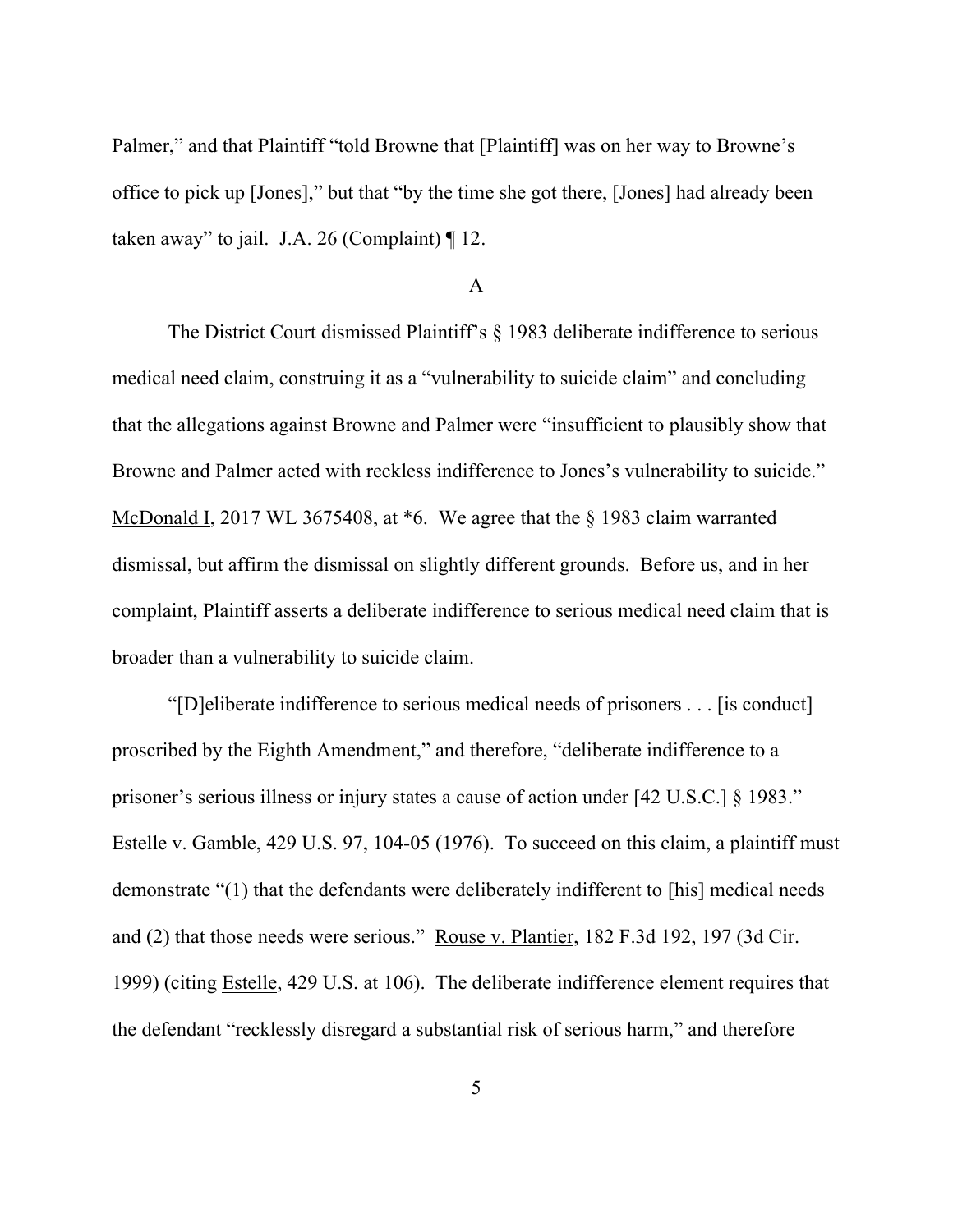Palmer," and that Plaintiff "told Browne that [Plaintiff] was on her way to Browne's office to pick up [Jones]," but that "by the time she got there, [Jones] had already been taken away" to jail. J.A. 26 (Complaint) ¶ 12.

### A

The District Court dismissed Plaintiff's § 1983 deliberate indifference to serious medical need claim, construing it as a "vulnerability to suicide claim" and concluding that the allegations against Browne and Palmer were "insufficient to plausibly show that Browne and Palmer acted with reckless indifference to Jones's vulnerability to suicide." McDonald I, 2017 WL 3675408, at *6. We agree that the § 1983 claim warranted dismissal, but affirm the dismissal on slightly different grounds. Before us, and in her complaint, Plaintiff asserts a deliberate indifference to serious medical need claim that is broader than a vulnerability to suicide claim.

"[D]eliberate indifference to serious medical needs of prisoners . . . [is conduct] proscribed by the Eighth Amendment," and therefore, "deliberate indifference to a prisoner's serious illness or injury states a cause of action under [42 U.S.C.] § 1983." Estelle v. Gamble, 429 U.S. 97, 104-05 (1976). To succeed on this claim, a plaintiff must demonstrate "(1) that the defendants were deliberately indifferent to [his] medical needs and (2) that those needs were serious." Rouse v. Plantier, 182 F.3d 192, 197 (3d Cir. 1999) (citing Estelle, 429 U.S. at 106). The deliberate indifference element requires that the defendant "recklessly disregard a substantial risk of serious harm," and therefore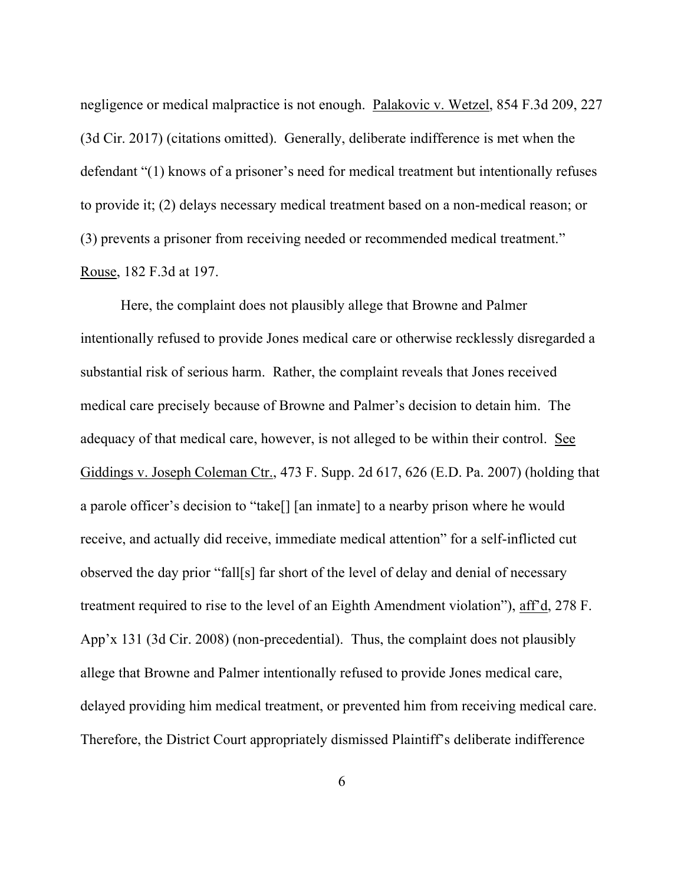negligence or medical malpractice is not enough. Palakovic v. Wetzel, 854 F.3d 209, 227 (3d Cir. 2017) (citations omitted). Generally, deliberate indifference is met when the defendant "(1) knows of a prisoner's need for medical treatment but intentionally refuses to provide it; (2) delays necessary medical treatment based on a non-medical reason; or (3) prevents a prisoner from receiving needed or recommended medical treatment." Rouse, 182 F.3d at 197.

Here, the complaint does not plausibly allege that Browne and Palmer intentionally refused to provide Jones medical care or otherwise recklessly disregarded a substantial risk of serious harm. Rather, the complaint reveals that Jones received medical care precisely because of Browne and Palmer's decision to detain him. The adequacy of that medical care, however, is not alleged to be within their control. See Giddings v. Joseph Coleman Ctr., 473 F. Supp. 2d 617, 626 (E.D. Pa. 2007) (holding that a parole officer's decision to "take[] [an inmate] to a nearby prison where he would receive, and actually did receive, immediate medical attention" for a self-inflicted cut observed the day prior "fall[s] far short of the level of delay and denial of necessary treatment required to rise to the level of an Eighth Amendment violation"), aff'd, 278 F. App'x 131 (3d Cir. 2008) (non-precedential). Thus, the complaint does not plausibly allege that Browne and Palmer intentionally refused to provide Jones medical care, delayed providing him medical treatment, or prevented him from receiving medical care. Therefore, the District Court appropriately dismissed Plaintiff's deliberate indifference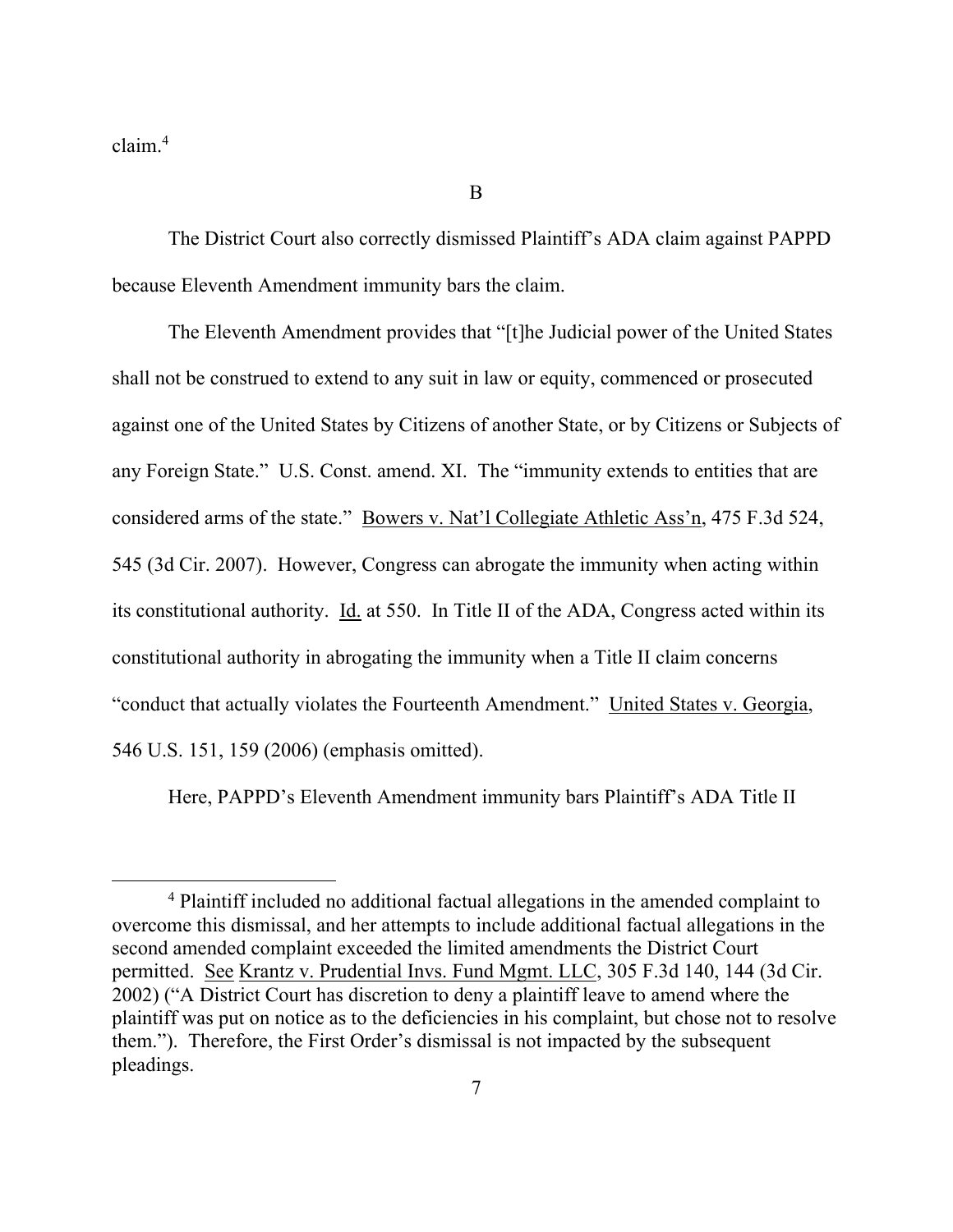claim.[4]

B

The District Court also correctly dismissed Plaintiff's ADA claim against PAPPD because Eleventh Amendment immunity bars the claim.

The Eleventh Amendment provides that "[t]he Judicial power of the United States shall not be construed to extend to any suit in law or equity, commenced or prosecuted against one of the United States by Citizens of another State, or by Citizens or Subjects of any Foreign State." U.S. Const. amend. XI. The "immunity extends to entities that are considered arms of the state." Bowers v. Nat'l Collegiate Athletic Ass'n, 475 F.3d 524, 545 (3d Cir. 2007). However, Congress can abrogate the immunity when acting within its constitutional authority. Id. at 550. In Title II of the ADA, Congress acted within its constitutional authority in abrogating the immunity when a Title II claim concerns "conduct that actually violates the Fourteenth Amendment." United States v. Georgia, 546 U.S. 151, 159 (2006) (emphasis omitted).

Here, PAPPD's Eleventh Amendment immunity bars Plaintiff's ADA Title II

---

[4] Plaintiff included no additional factual allegations in the amended complaint to overcome this dismissal, and her attempts to include additional factual allegations in the second amended complaint exceeded the limited amendments the District Court permitted. See Krantz v. Prudential Invs. Fund Mgmt. LLC, 305 F.3d 140, 144 (3d Cir. 2002) ("A District Court has discretion to deny a plaintiff leave to amend where the plaintiff was put on notice as to the deficiencies in his complaint, but chose not to resolve them."). Therefore, the First Order's dismissal is not impacted by the subsequent pleadings.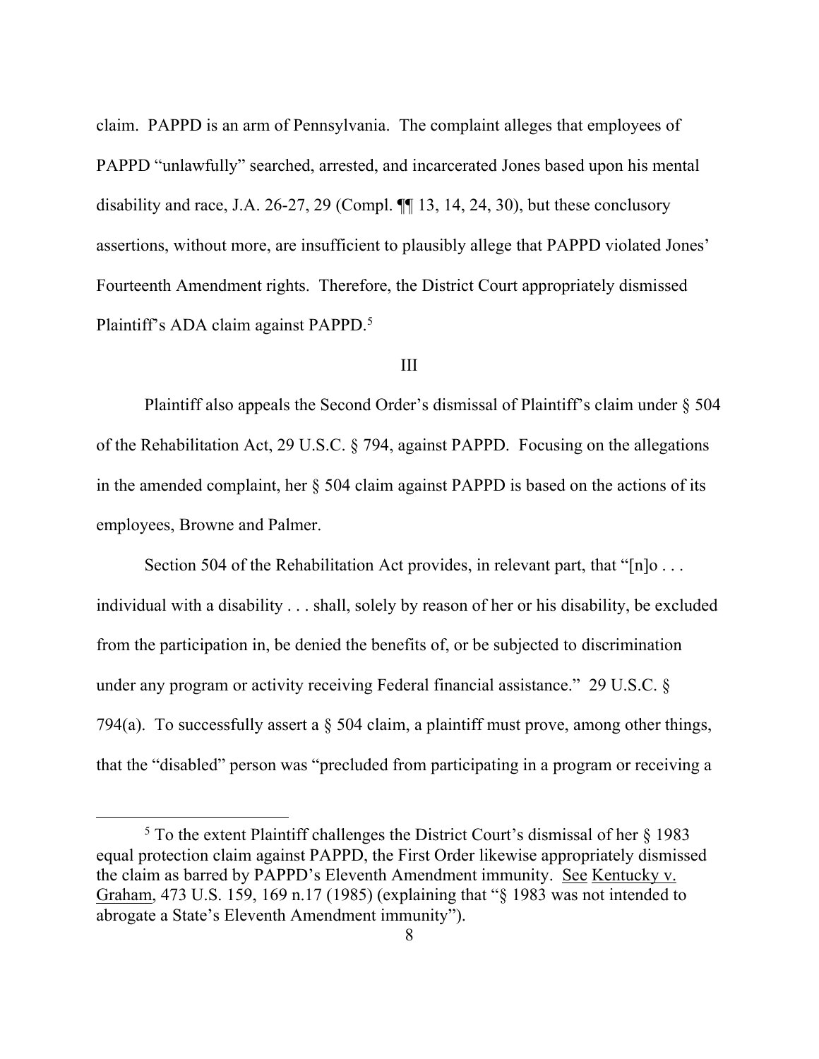claim. PAPPD is an arm of Pennsylvania. The complaint alleges that employees of PAPPD "unlawfully" searched, arrested, and incarcerated Jones based upon his mental disability and race, J.A. 26-27, 29 (Compl. ¶¶ 13, 14, 24, 30), but these conclusory assertions, without more, are insufficient to plausibly allege that PAPPD violated Jones' Fourteenth Amendment rights. Therefore, the District Court appropriately dismissed Plaintiff's ADA claim against PAPPD.[5]

## III

Plaintiff also appeals the Second Order's dismissal of Plaintiff's claim under § 504 of the Rehabilitation Act, 29 U.S.C. § 794, against PAPPD. Focusing on the allegations in the amended complaint, her § 504 claim against PAPPD is based on the actions of its employees, Browne and Palmer.

Section 504 of the Rehabilitation Act provides, in relevant part, that "[n]o . . . individual with a disability . . . shall, solely by reason of her or his disability, be excluded from the participation in, be denied the benefits of, or be subjected to discrimination under any program or activity receiving Federal financial assistance." 29 U.S.C. § 794(a). To successfully assert a § 504 claim, a plaintiff must prove, among other things, that the "disabled" person was "precluded from participating in a program or receiving a

---

[5] To the extent Plaintiff challenges the District Court's dismissal of her § 1983 equal protection claim against PAPPD, the First Order likewise appropriately dismissed the claim as barred by PAPPD's Eleventh Amendment immunity. See Kentucky v. Graham, 473 U.S. 159, 169 n.17 (1985) (explaining that "§ 1983 was not intended to abrogate a State's Eleventh Amendment immunity").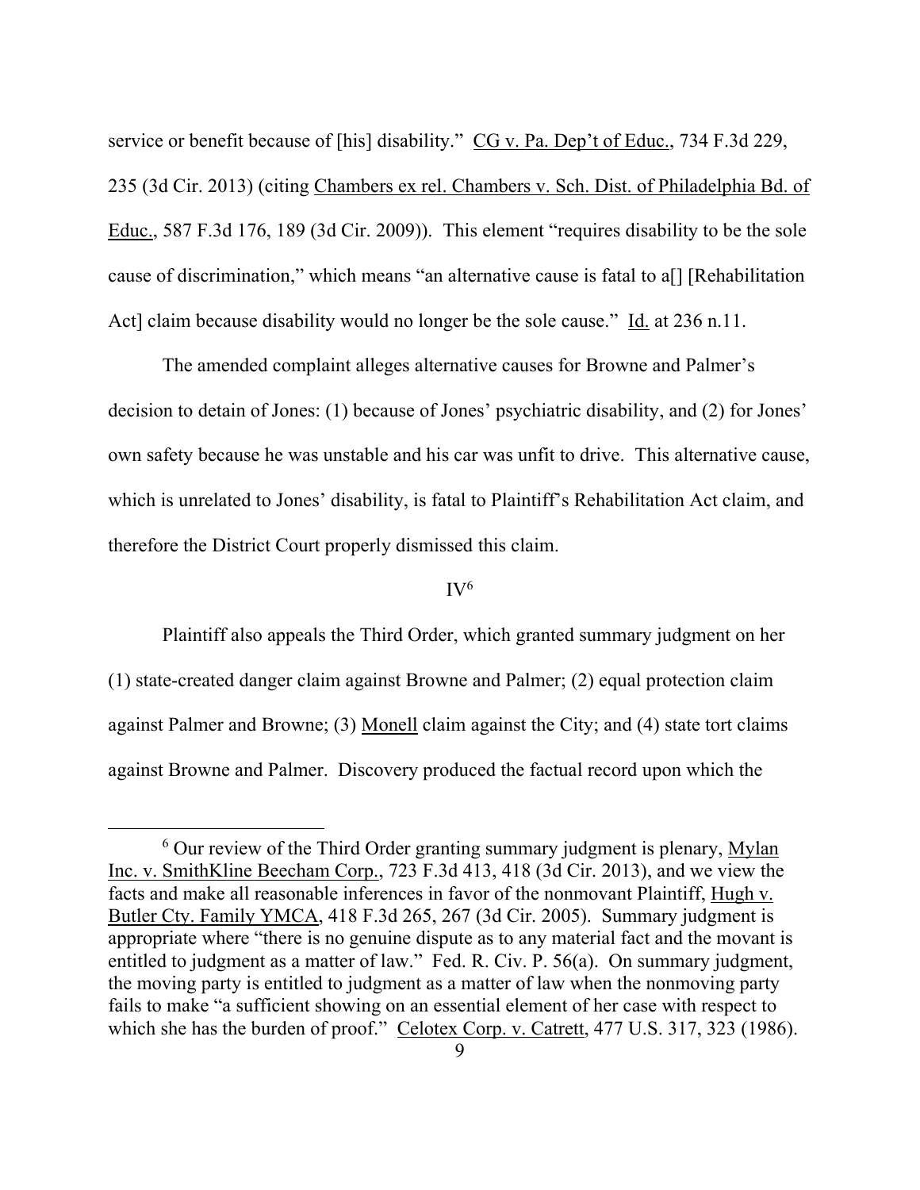service or benefit because of [his] disability." CG v. Pa. Dep't of Educ., 734 F.3d 229, 235 (3d Cir. 2013) (citing Chambers ex rel. Chambers v. Sch. Dist. of Philadelphia Bd. of Educ., 587 F.3d 176, 189 (3d Cir. 2009)). This element "requires disability to be the sole cause of discrimination," which means "an alternative cause is fatal to a[] [Rehabilitation Act] claim because disability would no longer be the sole cause." Id. at 236 n.11.

The amended complaint alleges alternative causes for Browne and Palmer's decision to detain of Jones: (1) because of Jones' psychiatric disability, and (2) for Jones' own safety because he was unstable and his car was unfit to drive. This alternative cause, which is unrelated to Jones' disability, is fatal to Plaintiff's Rehabilitation Act claim, and therefore the District Court properly dismissed this claim.

## IV[6]

Plaintiff also appeals the Third Order, which granted summary judgment on her (1) state-created danger claim against Browne and Palmer; (2) equal protection claim against Palmer and Browne; (3) Monell claim against the City; and (4) state tort claims against Browne and Palmer. Discovery produced the factual record upon which the

---

[6] Our review of the Third Order granting summary judgment is plenary, Mylan Inc. v. SmithKline Beecham Corp., 723 F.3d 413, 418 (3d Cir. 2013), and we view the facts and make all reasonable inferences in favor of the nonmovant Plaintiff, Hugh v. Butler Cty. Family YMCA, 418 F.3d 265, 267 (3d Cir. 2005). Summary judgment is appropriate where "there is no genuine dispute as to any material fact and the movant is entitled to judgment as a matter of law." Fed. R. Civ. P. 56(a). On summary judgment, the moving party is entitled to judgment as a matter of law when the nonmoving party fails to make "a sufficient showing on an essential element of her case with respect to which she has the burden of proof." Celotex Corp. v. Catrett, 477 U.S. 317, 323 (1986).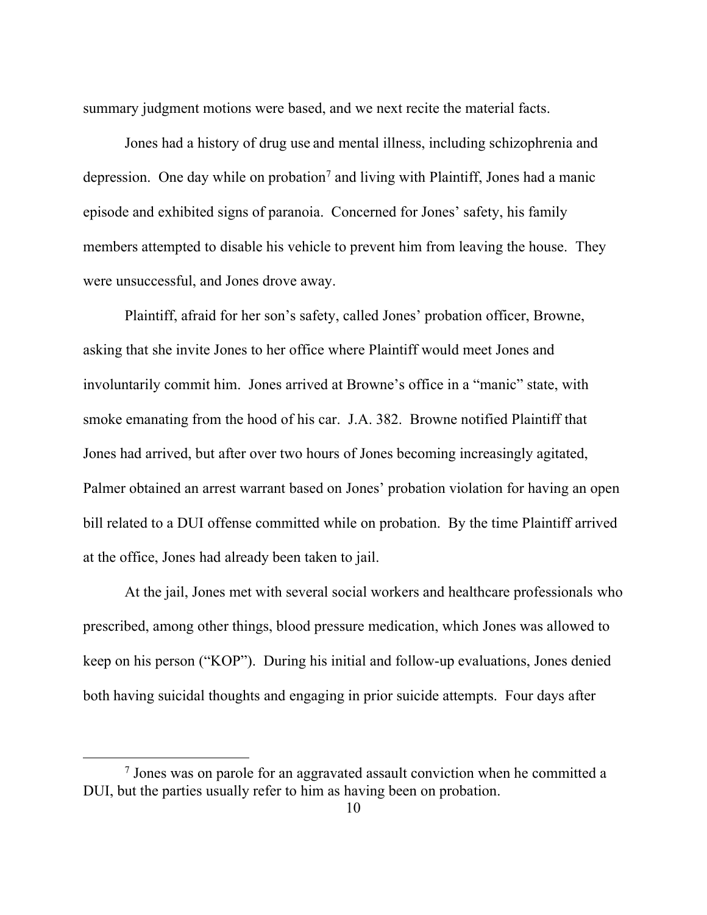summary judgment motions were based, and we next recite the material facts.

Jones had a history of drug use and mental illness, including schizophrenia and depression. One day while on probation[7] and living with Plaintiff, Jones had a manic episode and exhibited signs of paranoia. Concerned for Jones' safety, his family members attempted to disable his vehicle to prevent him from leaving the house. They were unsuccessful, and Jones drove away.

Plaintiff, afraid for her son's safety, called Jones' probation officer, Browne, asking that she invite Jones to her office where Plaintiff would meet Jones and involuntarily commit him. Jones arrived at Browne's office in a "manic" state, with smoke emanating from the hood of his car. J.A. 382. Browne notified Plaintiff that Jones had arrived, but after over two hours of Jones becoming increasingly agitated, Palmer obtained an arrest warrant based on Jones' probation violation for having an open bill related to a DUI offense committed while on probation. By the time Plaintiff arrived at the office, Jones had already been taken to jail.

At the jail, Jones met with several social workers and healthcare professionals who prescribed, among other things, blood pressure medication, which Jones was allowed to keep on his person ("KOP"). During his initial and follow-up evaluations, Jones denied both having suicidal thoughts and engaging in prior suicide attempts. Four days after

[7] Jones was on parole for an aggravated assault conviction when he committed a DUI, but the parties usually refer to him as having been on probation.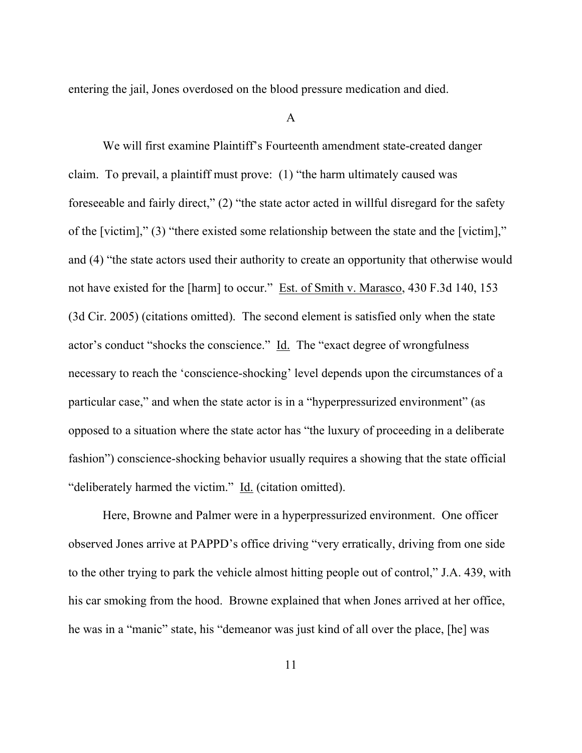entering the jail, Jones overdosed on the blood pressure medication and died.

A

We will first examine Plaintiff's Fourteenth amendment state-created danger claim. To prevail, a plaintiff must prove: (1) "the harm ultimately caused was foreseeable and fairly direct," (2) "the state actor acted in willful disregard for the safety of the [victim]," (3) "there existed some relationship between the state and the [victim]," and (4) "the state actors used their authority to create an opportunity that otherwise would not have existed for the [harm] to occur." Est. of Smith v. Marasco, 430 F.3d 140, 153 (3d Cir. 2005) (citations omitted). The second element is satisfied only when the state actor's conduct "shocks the conscience." Id. The "exact degree of wrongfulness necessary to reach the 'conscience-shocking' level depends upon the circumstances of a particular case," and when the state actor is in a "hyperpressurized environment" (as opposed to a situation where the state actor has "the luxury of proceeding in a deliberate fashion") conscience-shocking behavior usually requires a showing that the state official "deliberately harmed the victim." Id. (citation omitted).

Here, Browne and Palmer were in a hyperpressurized environment. One officer observed Jones arrive at PAPPD's office driving "very erratically, driving from one side to the other trying to park the vehicle almost hitting people out of control," J.A. 439, with his car smoking from the hood. Browne explained that when Jones arrived at her office, he was in a "manic" state, his "demeanor was just kind of all over the place, [he] was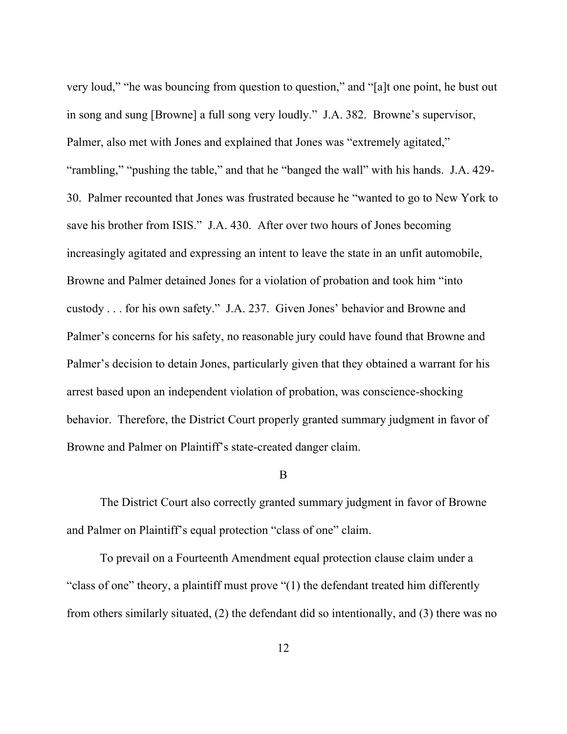very loud," "he was bouncing from question to question," and "[a]t one point, he bust out in song and sung [Browne] a full song very loudly." J.A. 382. Browne's supervisor, Palmer, also met with Jones and explained that Jones was "extremely agitated," "rambling," "pushing the table," and that he "banged the wall" with his hands. J.A. 429-30. Palmer recounted that Jones was frustrated because he "wanted to go to New York to save his brother from ISIS." J.A. 430. After over two hours of Jones becoming increasingly agitated and expressing an intent to leave the state in an unfit automobile, Browne and Palmer detained Jones for a violation of probation and took him "into custody . . . for his own safety." J.A. 237. Given Jones' behavior and Browne and Palmer's concerns for his safety, no reasonable jury could have found that Browne and Palmer's decision to detain Jones, particularly given that they obtained a warrant for his arrest based upon an independent violation of probation, was conscience-shocking behavior. Therefore, the District Court properly granted summary judgment in favor of Browne and Palmer on Plaintiff's state-created danger claim.

## B

The District Court also correctly granted summary judgment in favor of Browne and Palmer on Plaintiff's equal protection "class of one" claim.

To prevail on a Fourteenth Amendment equal protection clause claim under a "class of one" theory, a plaintiff must prove "(1) the defendant treated him differently from others similarly situated, (2) the defendant did so intentionally, and (3) there was no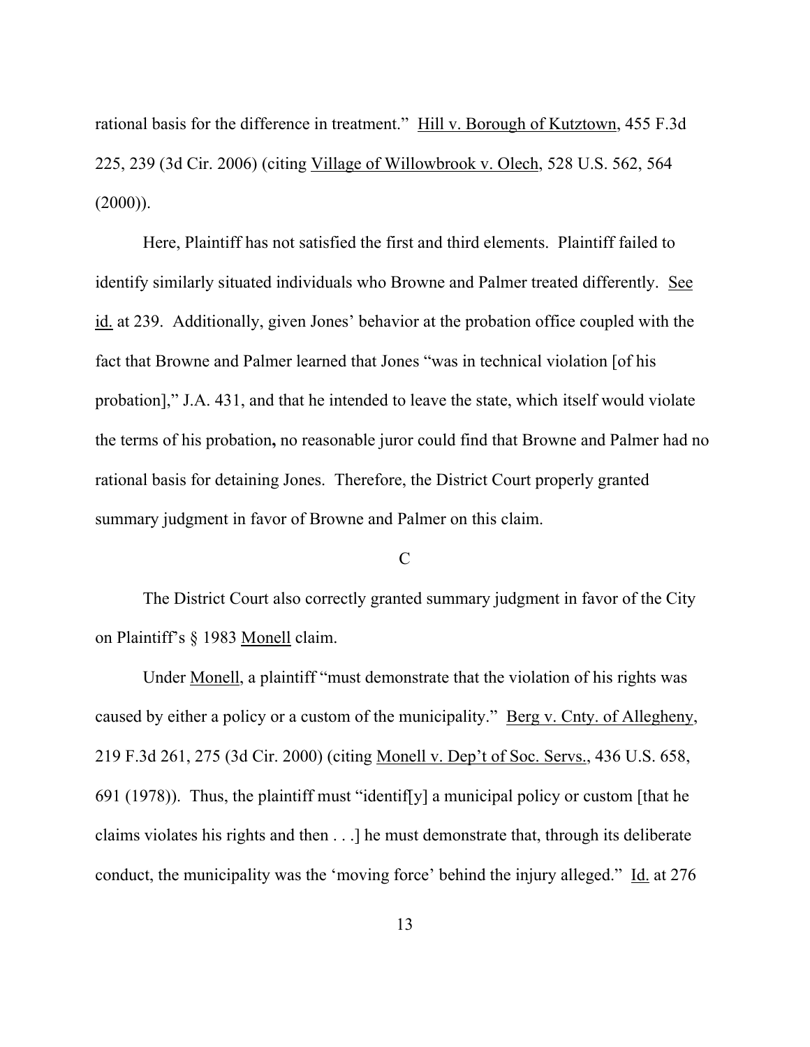rational basis for the difference in treatment." Hill v. Borough of Kutztown, 455 F.3d 225, 239 (3d Cir. 2006) (citing Village of Willowbrook v. Olech, 528 U.S. 562, 564 (2000)).

Here, Plaintiff has not satisfied the first and third elements. Plaintiff failed to identify similarly situated individuals who Browne and Palmer treated differently. See id. at 239. Additionally, given Jones' behavior at the probation office coupled with the fact that Browne and Palmer learned that Jones "was in technical violation [of his probation]," J.A. 431, and that he intended to leave the state, which itself would violate the terms of his probation**,** no reasonable juror could find that Browne and Palmer had no rational basis for detaining Jones. Therefore, the District Court properly granted summary judgment in favor of Browne and Palmer on this claim.

C

The District Court also correctly granted summary judgment in favor of the City on Plaintiff's § 1983 Monell claim.

Under Monell, a plaintiff "must demonstrate that the violation of his rights was caused by either a policy or a custom of the municipality." Berg v. Cnty. of Allegheny, 219 F.3d 261, 275 (3d Cir. 2000) (citing Monell v. Dep't of Soc. Servs., 436 U.S. 658, 691 (1978)). Thus, the plaintiff must "identif[y] a municipal policy or custom [that he claims violates his rights and then . . .] he must demonstrate that, through its deliberate conduct, the municipality was the 'moving force' behind the injury alleged." Id. at 276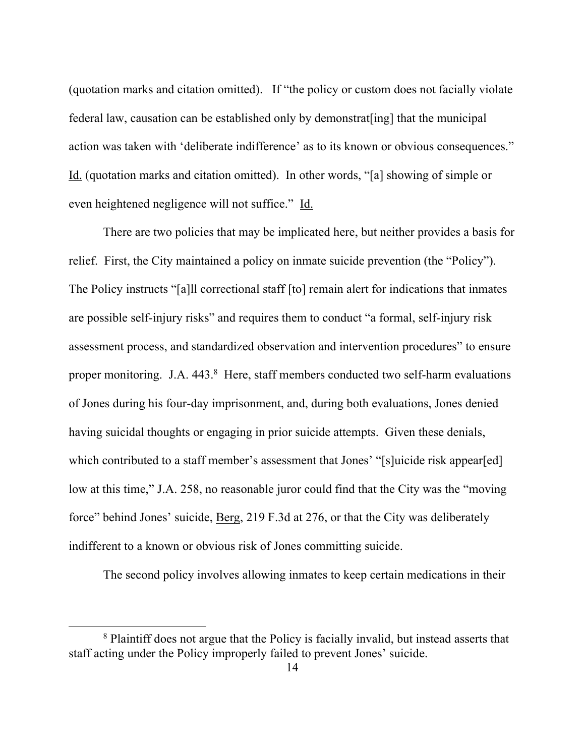(quotation marks and citation omitted). If "the policy or custom does not facially violate federal law, causation can be established only by demonstrat[ing] that the municipal action was taken with 'deliberate indifference' as to its known or obvious consequences." Id. (quotation marks and citation omitted). In other words, "[a] showing of simple or even heightened negligence will not suffice." Id.

There are two policies that may be implicated here, but neither provides a basis for relief. First, the City maintained a policy on inmate suicide prevention (the "Policy"). The Policy instructs "[a]ll correctional staff [to] remain alert for indications that inmates are possible self-injury risks" and requires them to conduct "a formal, self-injury risk assessment process, and standardized observation and intervention procedures" to ensure proper monitoring. J.A. 443.[8] Here, staff members conducted two self-harm evaluations of Jones during his four-day imprisonment, and, during both evaluations, Jones denied having suicidal thoughts or engaging in prior suicide attempts. Given these denials, which contributed to a staff member's assessment that Jones' "[s]uicide risk appear[ed] low at this time," J.A. 258, no reasonable juror could find that the City was the "moving force" behind Jones' suicide, Berg, 219 F.3d at 276, or that the City was deliberately indifferent to a known or obvious risk of Jones committing suicide.

The second policy involves allowing inmates to keep certain medications in their

[8] Plaintiff does not argue that the Policy is facially invalid, but instead asserts that staff acting under the Policy improperly failed to prevent Jones' suicide.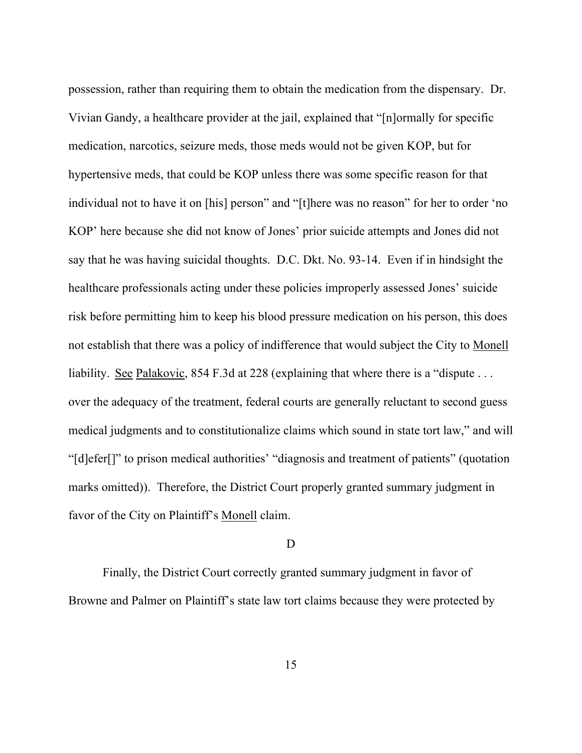possession, rather than requiring them to obtain the medication from the dispensary. Dr. Vivian Gandy, a healthcare provider at the jail, explained that "[n]ormally for specific medication, narcotics, seizure meds, those meds would not be given KOP, but for hypertensive meds, that could be KOP unless there was some specific reason for that individual not to have it on [his] person" and "[t]here was no reason" for her to order 'no KOP' here because she did not know of Jones' prior suicide attempts and Jones did not say that he was having suicidal thoughts. D.C. Dkt. No. 93-14. Even if in hindsight the healthcare professionals acting under these policies improperly assessed Jones' suicide risk before permitting him to keep his blood pressure medication on his person, this does not establish that there was a policy of indifference that would subject the City to Monell liability. See Palakovic, 854 F.3d at 228 (explaining that where there is a "dispute . . . over the adequacy of the treatment, federal courts are generally reluctant to second guess medical judgments and to constitutionalize claims which sound in state tort law," and will "[d]efer[]" to prison medical authorities' "diagnosis and treatment of patients" (quotation marks omitted)). Therefore, the District Court properly granted summary judgment in favor of the City on Plaintiff's Monell claim.

### D

Finally, the District Court correctly granted summary judgment in favor of Browne and Palmer on Plaintiff's state law tort claims because they were protected by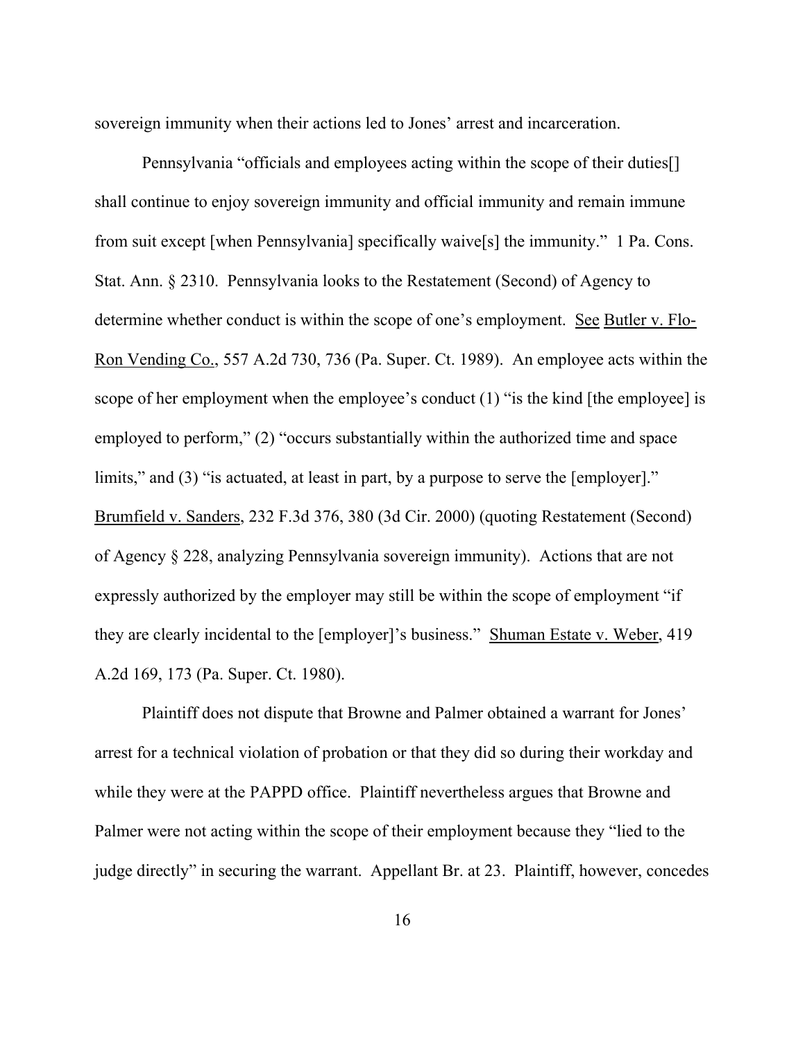sovereign immunity when their actions led to Jones' arrest and incarceration.

Pennsylvania "officials and employees acting within the scope of their duties[] shall continue to enjoy sovereign immunity and official immunity and remain immune from suit except [when Pennsylvania] specifically waive[s] the immunity." 1 Pa. Cons. Stat. Ann. § 2310. Pennsylvania looks to the Restatement (Second) of Agency to determine whether conduct is within the scope of one's employment. See Butler v. Flo-Ron Vending Co., 557 A.2d 730, 736 (Pa. Super. Ct. 1989). An employee acts within the scope of her employment when the employee's conduct (1) "is the kind [the employee] is employed to perform," (2) "occurs substantially within the authorized time and space limits," and (3) "is actuated, at least in part, by a purpose to serve the [employer]." Brumfield v. Sanders, 232 F.3d 376, 380 (3d Cir. 2000) (quoting Restatement (Second) of Agency § 228, analyzing Pennsylvania sovereign immunity). Actions that are not expressly authorized by the employer may still be within the scope of employment "if they are clearly incidental to the [employer]'s business." Shuman Estate v. Weber, 419 A.2d 169, 173 (Pa. Super. Ct. 1980).

Plaintiff does not dispute that Browne and Palmer obtained a warrant for Jones' arrest for a technical violation of probation or that they did so during their workday and while they were at the PAPPD office. Plaintiff nevertheless argues that Browne and Palmer were not acting within the scope of their employment because they "lied to the judge directly" in securing the warrant. Appellant Br. at 23. Plaintiff, however, concedes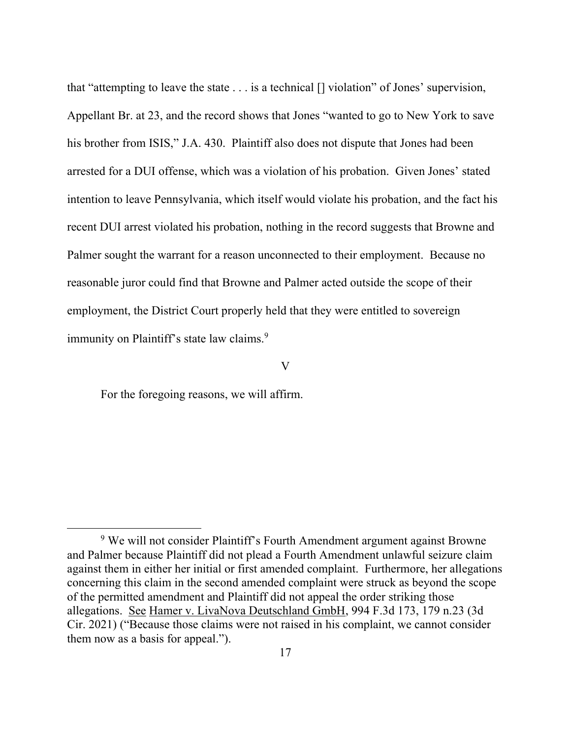that "attempting to leave the state . . . is a technical [] violation" of Jones' supervision, Appellant Br. at 23, and the record shows that Jones "wanted to go to New York to save his brother from ISIS," J.A. 430. Plaintiff also does not dispute that Jones had been arrested for a DUI offense, which was a violation of his probation. Given Jones' stated intention to leave Pennsylvania, which itself would violate his probation, and the fact his recent DUI arrest violated his probation, nothing in the record suggests that Browne and Palmer sought the warrant for a reason unconnected to their employment. Because no reasonable juror could find that Browne and Palmer acted outside the scope of their employment, the District Court properly held that they were entitled to sovereign immunity on Plaintiff's state law claims.[9]

## V

For the foregoing reasons, we will affirm.

---

[9] We will not consider Plaintiff's Fourth Amendment argument against Browne and Palmer because Plaintiff did not plead a Fourth Amendment unlawful seizure claim against them in either her initial or first amended complaint. Furthermore, her allegations concerning this claim in the second amended complaint were struck as beyond the scope of the permitted amendment and Plaintiff did not appeal the order striking those allegations. See Hamer v. LivaNova Deutschland GmbH, 994 F.3d 173, 179 n.23 (3d Cir. 2021) ("Because those claims were not raised in his complaint, we cannot consider them now as a basis for appeal.").